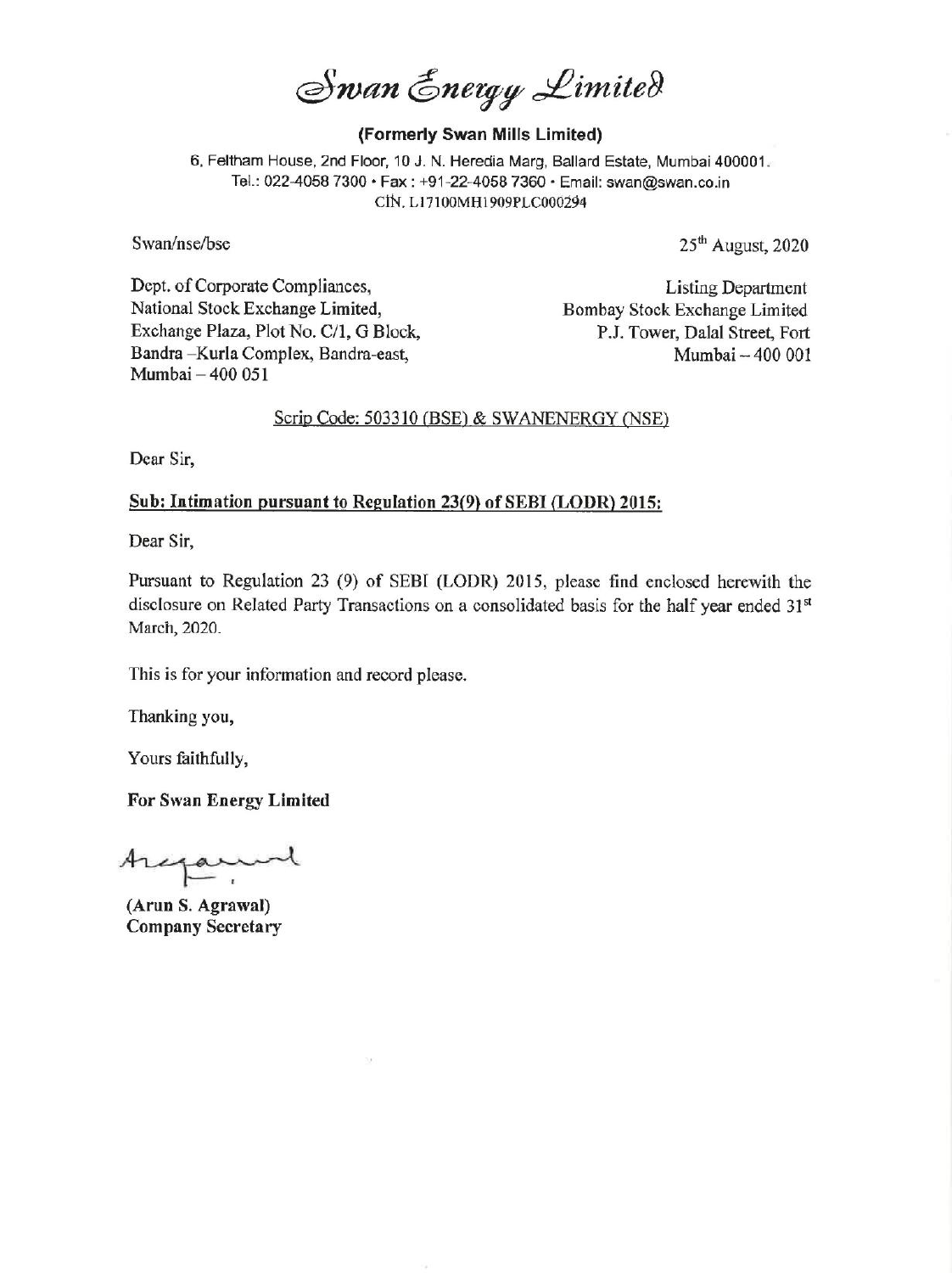# Swan Energy Limited

**(Formerly Swan Mills Limited)**

6, Feltham House, 2nd Floor, 10 J. N. Heredia Marg, Ballard Estate, Mumbai 400001.
Tel.: 022-4058 7300 • Fax : +91-22-4058 7360 • Email: swan@swan.co.in
CIN. L17100MH1909PLC000294

Swan/nse/bse

25th August, 2020

Dept. of Corporate Compliances,
National Stock Exchange Limited,
Exchange Plaza, Plot No. C/1, G Block,
Bandra –Kurla Complex, Bandra-east,
Mumbai – 400 051

Listing Department
Bombay Stock Exchange Limited
P.J. Tower, Dalal Street, Fort
Mumbai – 400 001

Scrip Code: 503310 (BSE) & SWANENERGY (NSE)

Dear Sir,

**Sub: Intimation pursuant to Regulation 23(9) of SEBI (LODR) 2015:**

Dear Sir,

Pursuant to Regulation 23 (9) of SEBI (LODR) 2015, please find enclosed herewith the disclosure on Related Party Transactions on a consolidated basis for the half year ended 31st March, 2020.

This is for your information and record please.

Thanking you,

Yours faithfully,

**For Swan Energy Limited**

**(Arun S. Agrawal)**
**Company Secretary**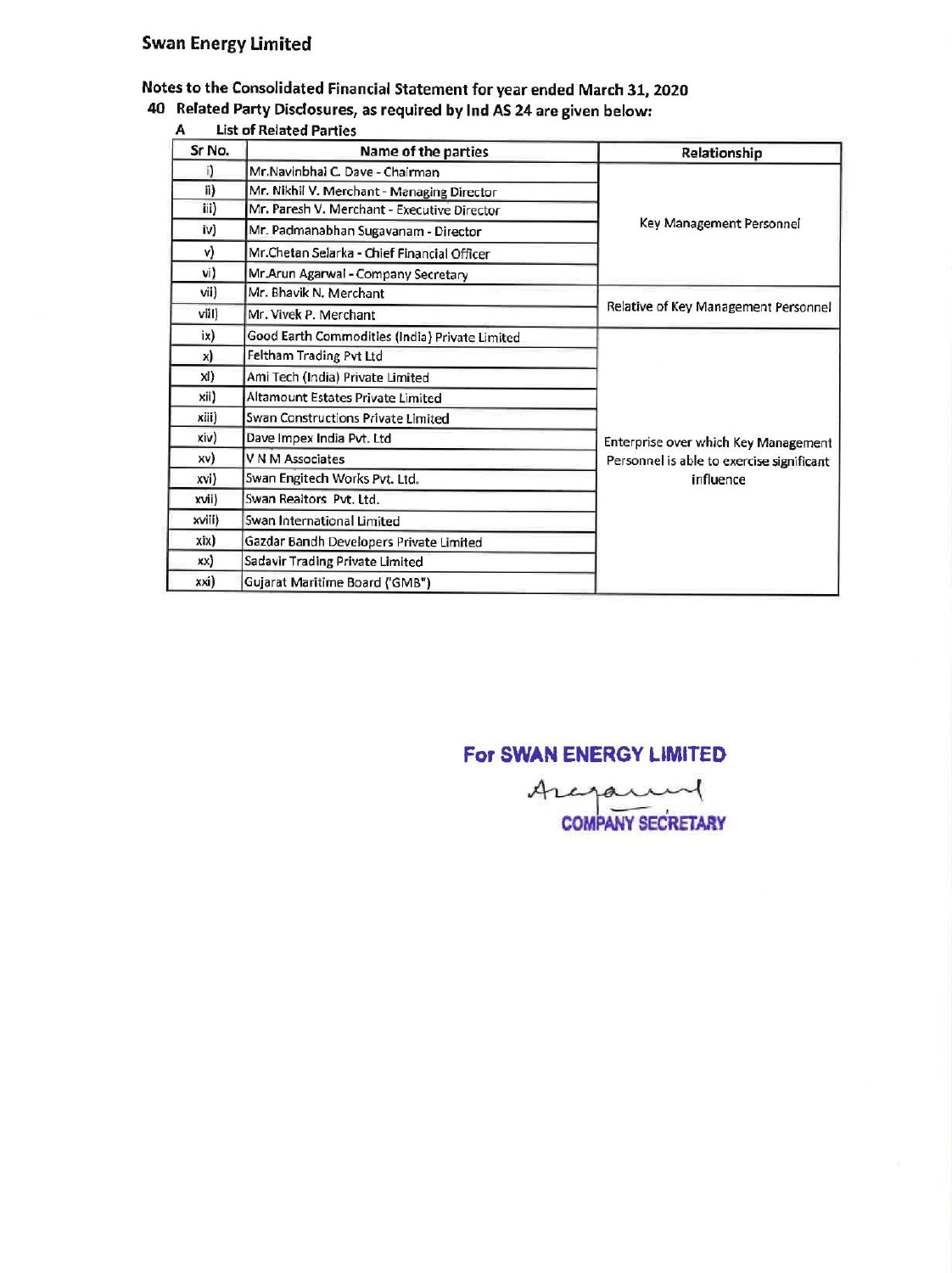# Swan Energy Limited

## Notes to the Consolidated Financial Statement for year ended March 31, 2020

### 40 Related Party Disclosures, as required by Ind AS 24 are given below:

**A List of Related Parties**

| Sr No. | Name of the parties | Relationship |
|---|---|---|
| i) | Mr.Navinbhai C. Dave - Chairman | Key Management Personnel |
| ii) | Mr. Nikhil V. Merchant - Managing Director | |
| iii) | Mr. Paresh V. Merchant - Executive Director | |
| iv) | Mr. Padmanabhan Sugavanam - Director | |
| v) | Mr.Chetan Selarka - Chief Financial Officer | |
| vi) | Mr.Arun Agarwal - Company Secretary | |
| vii) | Mr. Bhavik N. Merchant | Relative of Key Management Personnel |
| viii) | Mr. Vivek P. Merchant | |
| ix) | Good Earth Commodities (India) Private Limited | Enterprise over which Key Management Personnel is able to exercise significant influence |
| x) | Feltham Trading Pvt Ltd | |
| xi) | Ami Tech (India) Private Limited | |
| xii) | Altamount Estates Private Limited | |
| xiii) | Swan Constructions Private Limited | |
| xiv) | Dave Impex India Pvt. Ltd | |
| xv) | V N M Associates | |
| xvi) | Swan Engitech Works Pvt. Ltd. | |
| xvii) | Swan Realtors Pvt. Ltd. | |
| xviii) | Swan International Limited | |
| xix) | Gazdar Bandh Developers Private Limited | |
| xx) | Sadavir Trading Private Limited | |
| xxi) | Gujarat Maritime Board ('GMB") | |

**For SWAN ENERGY LIMITED**

COMPANY SECRETARY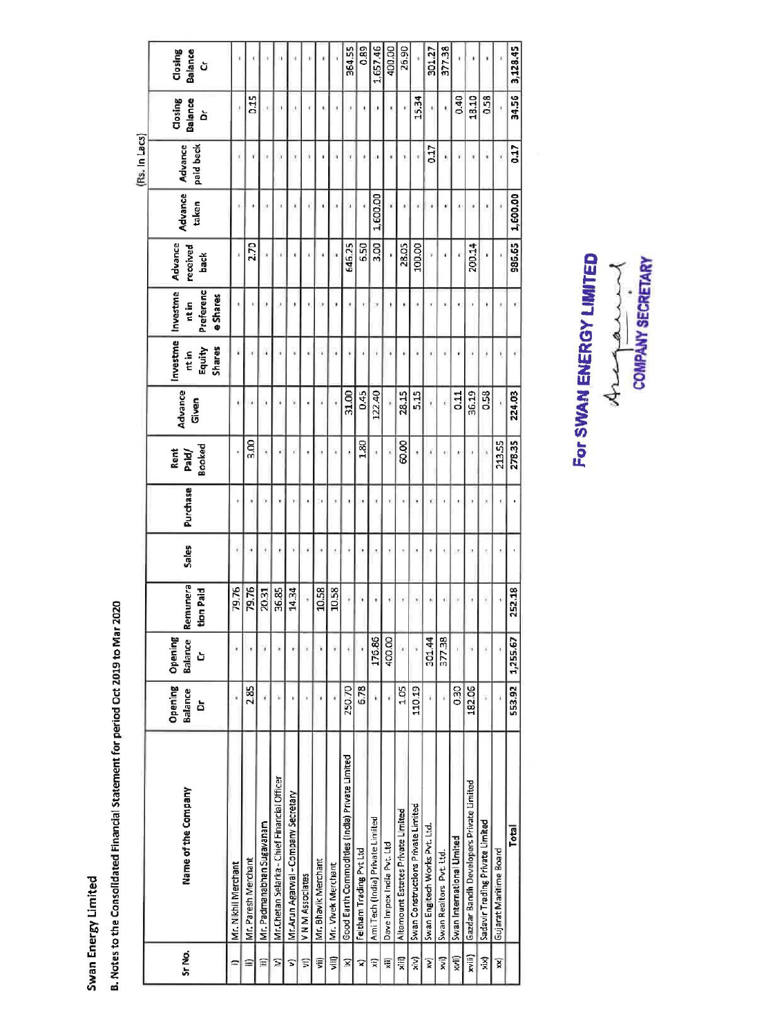**Swan Energy Limited**

**B. Notes to the Consolidated Financial Statement for period Oct 2019 to Mar 2020**

(Rs. In Lacs)

| Sr No. | Name of the Company | Opening Balance Dr | Opening Balance Cr | Remuneration Paid | Sales | Purchase | Rent Paid/ Booked | Advance Given | Investment in Equity Shares | Investment in Preference Shares | Advance received back | Advance taken | Advance paid back | Closing Balance Dr | Closing Balance Cr |
|---|---|---|---|---|---|---|---|---|---|---|---|---|---|---|---|
| i) | Mr. Nikhil Merchant | - | - | 79.76 | - | - | - | - | - | - | - | - | - | - | - |
| ii) | Mr. Paresh Merchant | 2.85 | - | 79.76 | - | - | 3.00 | - | - | - | 2.70 | - | - | 0.15 | - |
| iii) | Mr. Padmanabhan Sugavanam | - | - | 20.31 | - | - | - | - | - | - | - | - | - | - | - |
| iv) | Mr.Chetan Selarka - Chief Financial Officer | - | - | 36.85 | - | - | - | - | - | - | - | - | - | - | - |
| v) | Mr.Arun Agarwal - Company Secretary | - | - | 14.34 | - | - | - | - | - | - | - | - | - | - | - |
| vi) | V N M Associates | - | - | - | - | - | - | - | - | - | - | - | - | - | - |
| vii) | Mr. Bhavik Merchant | - | - | 10.58 | - | - | - | - | - | - | - | - | - | - | - |
| viii) | Mr. Vivek Merchant | - | - | 10.58 | - | - | - | - | - | - | - | - | - | - | - |
| ix) | Good Earth Commodities (India) Private Limited | 250.70 | - | - | - | - | - | 31.00 | - | - | 646.25 | - | - | - | 364.55 |
| x) | Feltham Trading Pvt Ltd | 6.78 | - | - | - | - | 1.80 | 0.45 | - | - | 6.50 | - | - | - | 0.89 |
| xi) | Ami Tech (India) Private Limited | - | 176.86 | - | - | - | - | 122.40 | - | - | 3.00 | 1,600.00 | - | - | 1,657.46 |
| xii) | Dave Impex India Pvt. Ltd | - | 400.00 | - | - | - | - | - | - | - | - | - | - | - | 400.00 |
| xiii) | Altamount Estates Private Limited | 1.05 | - | - | - | - | 60.00 | 28.15 | - | - | 28.05 | - | - | - | 26.90 |
| xiv) | Swan Constructions Private Limited | 110.19 | - | - | - | - | - | 5.15 | - | - | 100.00 | - | - | 15.34 | - |
| xv) | Swan Engitech Works Pvt. Ltd. | - | 301.44 | - | - | - | - | - | - | - | - | - | 0.17 | - | 301.27 |
| xvi) | Swan Realtors Pvt. Ltd. | - | 377.38 | - | - | - | - | - | - | - | - | - | - | - | 377.38 |
| xvii) | Swan International Limited | 0.30 | - | - | - | - | - | 0.11 | - | - | - | - | - | 0.40 | - |
| xviii) | Gazdar Bandh Developers Private Limited | 182.06 | - | - | - | - | - | 36.19 | - | - | 200.14 | - | - | 18.10 | - |
| xix) | Sadavir Trading Private Limited | - | - | - | - | - | - | 0.58 | - | - | - | - | - | 0.58 | - |
| xx) | Gujarat Maritime Board | - | - | - | - | - | 213.55 | - | - | - | - | - | - | - | - |
| | **Total** | 553.92 | 1,255.67 | 252.18 | - | - | 278.35 | 224.03 | - | - | 986.65 | 1,600.00 | 0.17 | 34.56 | 3,128.45 |

**For SWAN ENERGY LIMITED**

**COMPANY SECRETARY**